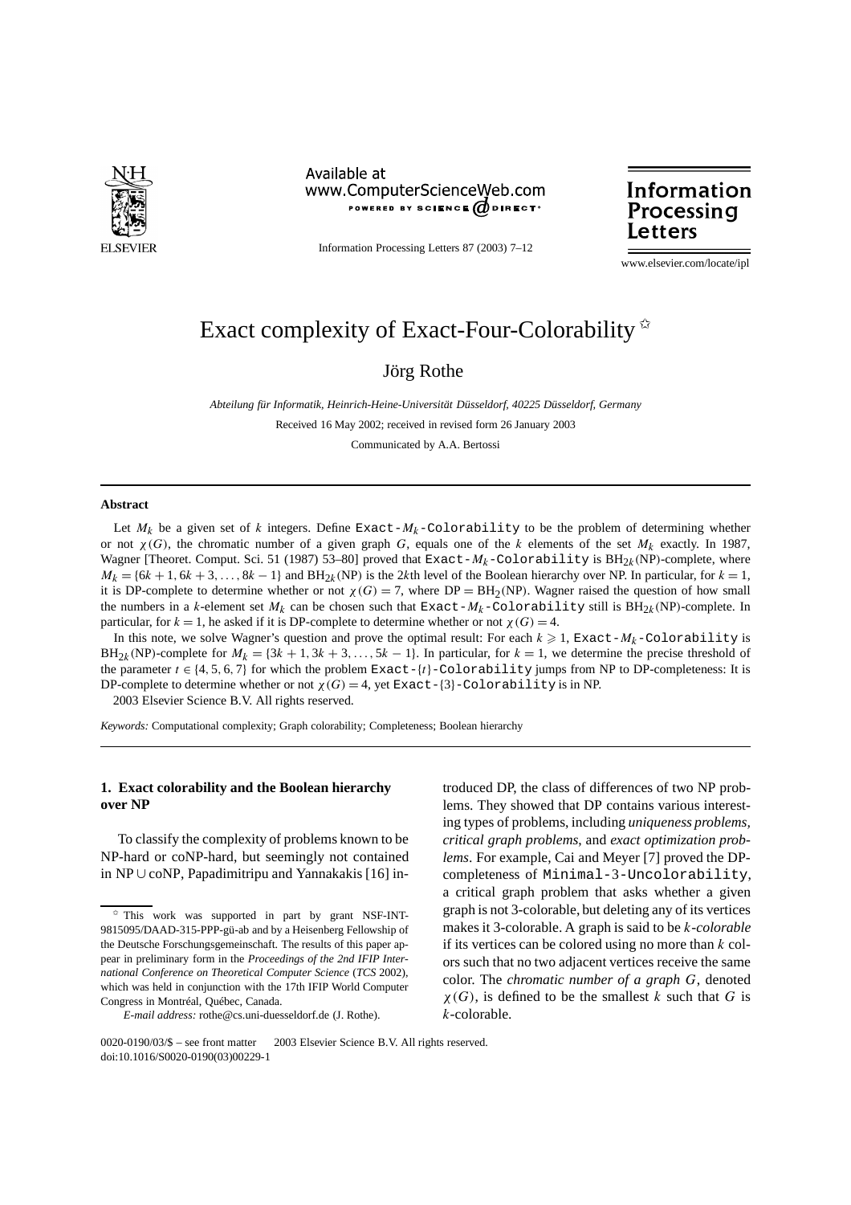# Exact complexity of Exact-Four-Colorability ☆

Jörg Rothe

*Abteilung für Informatik, Heinrich-Heine-Universität Düsseldorf, 40225 Düsseldorf, Germany*

Received 16 May 2002; received in revised form 26 January 2003

Communicated by A.A. Bertossi

## Abstract

Let $M_k$ be a given set of $k$ integers. Define `Exact-`$M_k$`-Colorability` to be the problem of determining whether or not $\chi(G)$, the chromatic number of a given graph $G$, equals one of the $k$ elements of the set $M_k$ exactly. In 1987, Wagner [Theoret. Comput. Sci. 51 (1987) 53–80] proved that `Exact-`$M_k$`-Colorability` is $\mathrm{BH}_{2k}(\mathrm{NP})$-complete, where $M_k = \{6k+1, 6k+3, \ldots, 8k-1\}$ and $\mathrm{BH}_{2k}(\mathrm{NP})$ is the $2k$th level of the Boolean hierarchy over NP. In particular, for $k = 1$, it is DP-complete to determine whether or not $\chi(G) = 7$, where $\mathrm{DP} = \mathrm{BH}_2(\mathrm{NP})$. Wagner raised the question of how small the numbers in a $k$-element set $M_k$ can be chosen such that `Exact-`$M_k$`-Colorability` still is $\mathrm{BH}_{2k}(\mathrm{NP})$-complete. In particular, for $k = 1$, he asked if it is DP-complete to determine whether or not $\chi(G) = 4$.

In this note, we solve Wagner's question and prove the optimal result: For each $k \geqslant 1$, `Exact-`$M_k$`-Colorability` is $\mathrm{BH}_{2k}(\mathrm{NP})$-complete for $M_k = \{3k+1, 3k+3, \ldots, 5k-1\}$. In particular, for $k = 1$, we determine the precise threshold of the parameter $t \in \{4, 5, 6, 7\}$ for which the problem `Exact-`$\{t\}$`-Colorability` jumps from NP to DP-completeness: It is DP-complete to determine whether or not $\chi(G) = 4$, yet `Exact-`$\{3\}$`-Colorability` is in NP.

2003 Elsevier Science B.V. All rights reserved.

*Keywords:* Computational complexity; Graph colorability; Completeness; Boolean hierarchy

## 1. Exact colorability and the Boolean hierarchy over NP

To classify the complexity of problems known to be NP-hard or coNP-hard, but seemingly not contained in NP ∪ coNP, Papadimitripu and Yannakakis [16] introduced DP, the class of differences of two NP problems. They showed that DP contains various interesting types of problems, including *uniqueness problems*, *critical graph problems*, and *exact optimization problems*. For example, Cai and Meyer [7] proved the DP-completeness of `Minimal-3-Uncolorability`, a critical graph problem that asks whether a given graph is not 3-colorable, but deleting any of its vertices makes it 3-colorable. A graph is said to be $k$*-colorable* if its vertices can be colored using no more than $k$ colors such that no two adjacent vertices receive the same color. The *chromatic number of a graph* $G$, denoted $\chi(G)$, is defined to be the smallest $k$ such that $G$ is $k$-colorable.

☆ This work was supported in part by grant NSF-INT-9815095/DAAD-315-PPP-gü-ab and by a Heisenberg Fellowship of the Deutsche Forschungsgemeinschaft. The results of this paper appear in preliminary form in the *Proceedings of the 2nd IFIP International Conference on Theoretical Computer Science* (*TCS* 2002), which was held in conjunction with the 17th IFIP World Computer Congress in Montréal, Québec, Canada.

*E-mail address:* rothe@cs.uni-duesseldorf.de (J. Rothe).

0020-0190/03/$ – see front matter 2003 Elsevier Science B.V. All rights reserved.
doi:10.1016/S0020-0190(03)00229-1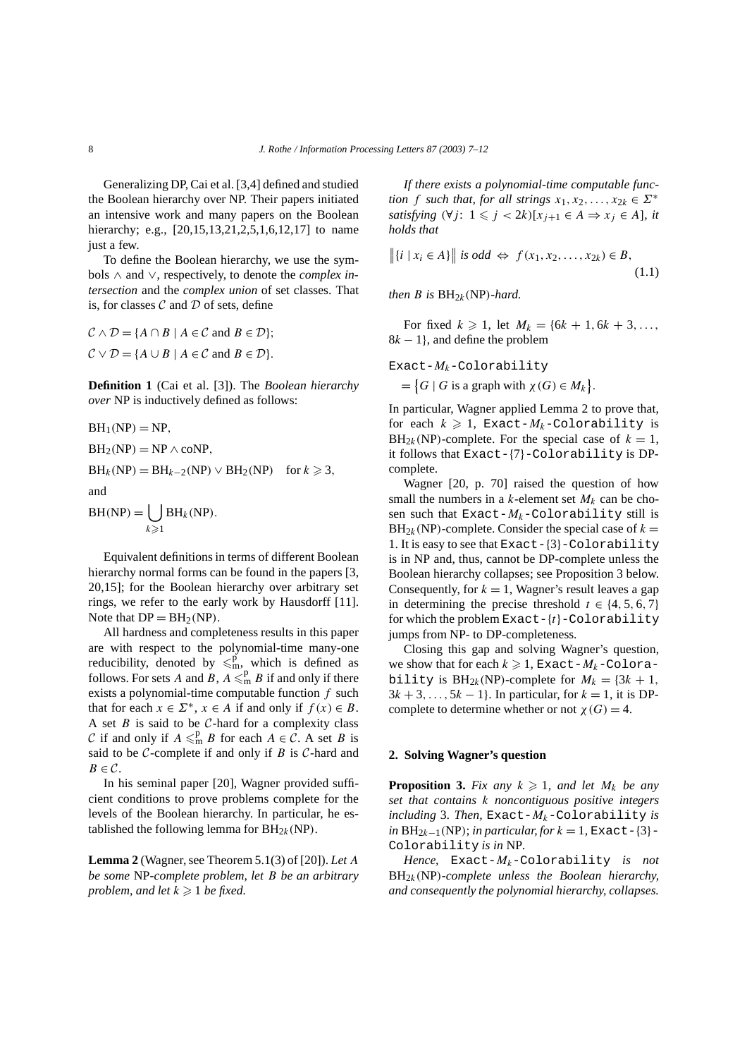Generalizing DP, Cai et al. [3,4] defined and studied the Boolean hierarchy over NP. Their papers initiated an intensive work and many papers on the Boolean hierarchy; e.g., [20,15,13,21,2,5,1,6,12,17] to name just a few.

To define the Boolean hierarchy, we use the symbols $\wedge$ and $\vee$, respectively, to denote the *complex intersection* and the *complex union* of set classes. That is, for classes $\mathcal{C}$ and $\mathcal{D}$ of sets, define

$$\mathcal{C} \wedge \mathcal{D} = \{A \cap B \mid A \in \mathcal{C} \text{ and } B \in \mathcal{D}\};$$

$$\mathcal{C} \vee \mathcal{D} = \{A \cup B \mid A \in \mathcal{C} \text{ and } B \in \mathcal{D}\}.$$

**Definition 1** (Cai et al. [3]). The *Boolean hierarchy over* NP is inductively defined as follows:

$$\mathrm{BH}_1(\mathrm{NP}) = \mathrm{NP},$$

$$\mathrm{BH}_2(\mathrm{NP}) = \mathrm{NP} \wedge \mathrm{coNP},$$

$$\mathrm{BH}_k(\mathrm{NP}) = \mathrm{BH}_{k-2}(\mathrm{NP}) \vee \mathrm{BH}_2(\mathrm{NP}) \quad \text{for } k \geqslant 3,$$

and

$$\mathrm{BH}(\mathrm{NP}) = \bigcup_{k \geqslant 1} \mathrm{BH}_k(\mathrm{NP}).$$

Equivalent definitions in terms of different Boolean hierarchy normal forms can be found in the papers [3, 20,15]; for the Boolean hierarchy over arbitrary set rings, we refer to the early work by Hausdorff [11]. Note that $\mathrm{DP} = \mathrm{BH}_2(\mathrm{NP})$.

All hardness and completeness results in this paper are with respect to the polynomial-time many-one reducibility, denoted by $\leqslant_{\mathrm{m}}^{\mathrm{p}}$, which is defined as follows. For sets $A$ and $B$, $A \leqslant_{\mathrm{m}}^{\mathrm{p}} B$ if and only if there exists a polynomial-time computable function $f$ such that for each $x \in \Sigma^*$, $x \in A$ if and only if $f(x) \in B$. A set $B$ is said to be $\mathcal{C}$-hard for a complexity class $\mathcal{C}$ if and only if $A \leqslant_{\mathrm{m}}^{\mathrm{p}} B$ for each $A \in \mathcal{C}$. A set $B$ is said to be $\mathcal{C}$-complete if and only if $B$ is $\mathcal{C}$-hard and $B \in \mathcal{C}$.

In his seminal paper [20], Wagner provided sufficient conditions to prove problems complete for the levels of the Boolean hierarchy. In particular, he established the following lemma for $\mathrm{BH}_{2k}(\mathrm{NP})$.

**Lemma 2** (Wagner, see Theorem 5.1(3) of [20]). *Let $A$ be some* NP*-complete problem, let $B$ be an arbitrary problem, and let $k \geqslant 1$ be fixed.*

*If there exists a polynomial-time computable function $f$ such that, for all strings $x_1, x_2, \ldots, x_{2k} \in \Sigma^*$ satisfying $(\forall j\colon 1 \leqslant j < 2k)[x_{j+1} \in A \Rightarrow x_j \in A]$, it holds that*

$$\big\|\{i \mid x_i \in A\}\big\| \text{ is odd } \Leftrightarrow f(x_1, x_2, \ldots, x_{2k}) \in B, \tag{1.1}$$

*then $B$ is $\mathrm{BH}_{2k}(\mathrm{NP})$-hard.*

For fixed $k \geqslant 1$, let $M_k = \{6k+1, 6k+3, \ldots, 8k-1\}$, and define the problem

$$\texttt{Exact-}M_k\texttt{-Colorability} = \big\{G \mid G \text{ is a graph with } \chi(G) \in M_k\big\}.$$

In particular, Wagner applied Lemma 2 to prove that, for each $k \geqslant 1$, Exact-$M_k$-Colorability is $\mathrm{BH}_{2k}(\mathrm{NP})$-complete. For the special case of $k = 1$, it follows that Exact-$\{7\}$-Colorability is DP-complete.

Wagner [20, p. 70] raised the question of how small the numbers in a $k$-element set $M_k$ can be chosen such that Exact-$M_k$-Colorability still is $\mathrm{BH}_{2k}(\mathrm{NP})$-complete. Consider the special case of $k = 1$. It is easy to see that Exact-$\{3\}$-Colorability is in NP and, thus, cannot be DP-complete unless the Boolean hierarchy collapses; see Proposition 3 below. Consequently, for $k = 1$, Wagner's result leaves a gap in determining the precise threshold $t \in \{4, 5, 6, 7\}$ for which the problem Exact-$\{t\}$-Colorability jumps from NP- to DP-completeness.

Closing this gap and solving Wagner's question, we show that for each $k \geqslant 1$, Exact-$M_k$-Colorability is $\mathrm{BH}_{2k}(\mathrm{NP})$-complete for $M_k = \{3k+1, 3k+3, \ldots, 5k-1\}$. In particular, for $k = 1$, it is DP-complete to determine whether or not $\chi(G) = 4$.

## 2. Solving Wagner's question

**Proposition 3.** *Fix any $k \geqslant 1$, and let $M_k$ be any set that contains $k$ noncontiguous positive integers including 3. Then,* Exact-$M_k$-Colorability *is in $\mathrm{BH}_{2k-1}(\mathrm{NP})$; in particular, for $k = 1$,* Exact-$\{3\}$-Colorability *is in* NP.

*Hence,* Exact-$M_k$-Colorability *is not $\mathrm{BH}_{2k}(\mathrm{NP})$-complete unless the Boolean hierarchy, and consequently the polynomial hierarchy, collapses.*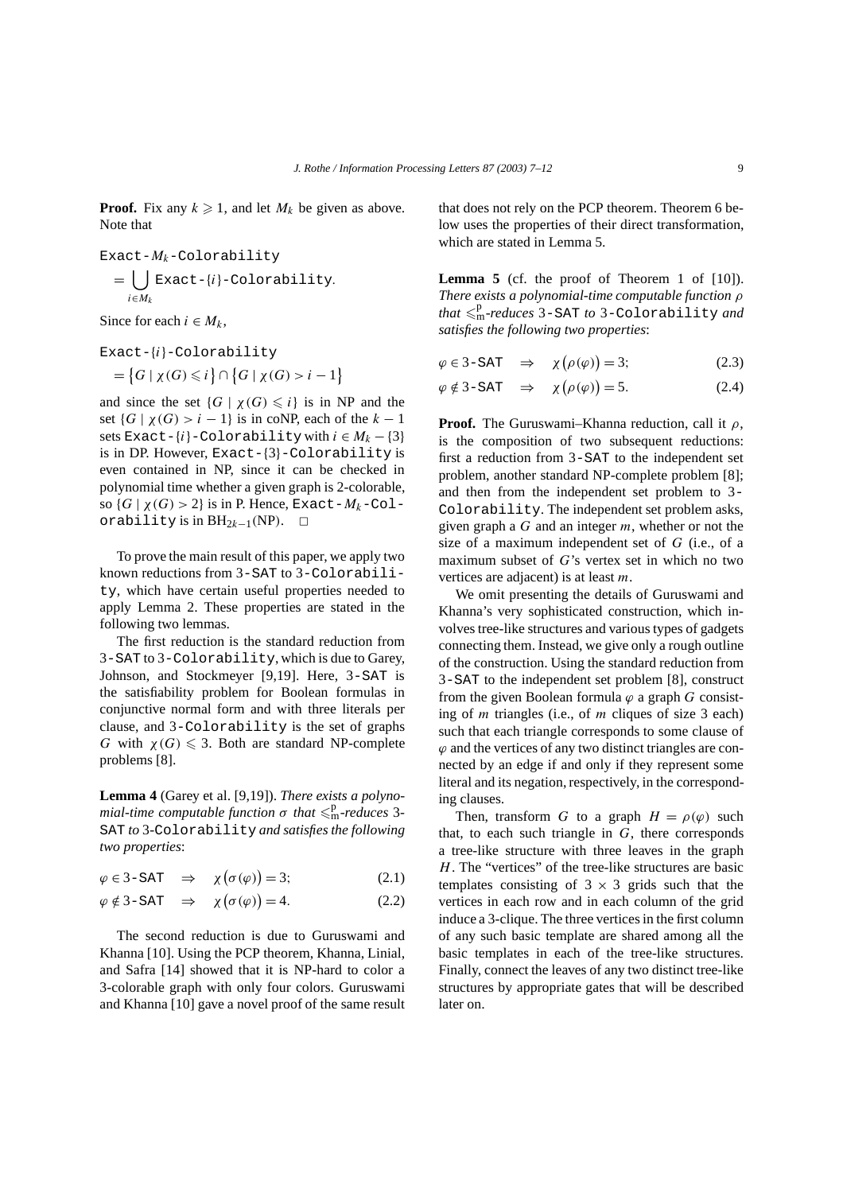**Proof.** Fix any $k \geqslant 1$, and let $M_k$ be given as above. Note that

$$\texttt{Exact-}M_k\texttt{-Colorability} = \bigcup_{i \in M_k} \texttt{Exact-}\{i\}\texttt{-Colorability}.$$

Since for each $i \in M_k$,

$$\texttt{Exact-}\{i\}\texttt{-Colorability} = \{G \mid \chi(G) \leqslant i\} \cap \{G \mid \chi(G) > i-1\}$$

and since the set $\{G \mid \chi(G) \leqslant i\}$ is in NP and the set $\{G \mid \chi(G) > i-1\}$ is in coNP, each of the $k-1$ sets $\texttt{Exact-}\{i\}\texttt{-Colorability}$ with $i \in M_k - \{3\}$ is in DP. However, $\texttt{Exact-}\{3\}\texttt{-Colorability}$ is even contained in NP, since it can be checked in polynomial time whether a given graph is 2-colorable, so $\{G \mid \chi(G) > 2\}$ is in P. Hence, $\texttt{Exact-}M_k\texttt{-Colorability}$ is in $\mathrm{BH}_{2k-1}(\mathrm{NP})$. □

To prove the main result of this paper, we apply two known reductions from 3-SAT to 3-Colorability, which have certain useful properties needed to apply Lemma 2. These properties are stated in the following two lemmas.

The first reduction is the standard reduction from 3-SAT to 3-Colorability, which is due to Garey, Johnson, and Stockmeyer [9,19]. Here, 3-SAT is the satisfiability problem for Boolean formulas in conjunctive normal form and with three literals per clause, and 3-Colorability is the set of graphs $G$ with $\chi(G) \leqslant 3$. Both are standard NP-complete problems [8].

**Lemma 4** (Garey et al. [9,19]). *There exists a polynomial-time computable function $\sigma$ that $\leqslant_{\mathrm{m}}^{\mathrm{p}}$-reduces* 3-SAT *to* 3-Colorability *and satisfies the following two properties*:

$$\varphi \in \texttt{3-SAT} \quad \Rightarrow \quad \chi(\sigma(\varphi)) = 3; \tag{2.1}$$

$$\varphi \notin \texttt{3-SAT} \quad \Rightarrow \quad \chi(\sigma(\varphi)) = 4. \tag{2.2}$$

The second reduction is due to Guruswami and Khanna [10]. Using the PCP theorem, Khanna, Linial, and Safra [14] showed that it is NP-hard to color a 3-colorable graph with only four colors. Guruswami and Khanna [10] gave a novel proof of the same result that does not rely on the PCP theorem. Theorem 6 below uses the properties of their direct transformation, which are stated in Lemma 5.

**Lemma 5** (cf. the proof of Theorem 1 of [10]). *There exists a polynomial-time computable function $\rho$ that $\leqslant_{\mathrm{m}}^{\mathrm{p}}$-reduces* 3-SAT *to* 3-Colorability *and satisfies the following two properties*:

$$\varphi \in \texttt{3-SAT} \quad \Rightarrow \quad \chi(\rho(\varphi)) = 3; \tag{2.3}$$

$$\varphi \notin \texttt{3-SAT} \quad \Rightarrow \quad \chi(\rho(\varphi)) = 5. \tag{2.4}$$

**Proof.** The Guruswami–Khanna reduction, call it $\rho$, is the composition of two subsequent reductions: first a reduction from 3-SAT to the independent set problem, another standard NP-complete problem [8]; and then from the independent set problem to 3-Colorability. The independent set problem asks, given graph a $G$ and an integer $m$, whether or not the size of a maximum independent set of $G$ (i.e., of a maximum subset of $G$'s vertex set in which no two vertices are adjacent) is at least $m$.

We omit presenting the details of Guruswami and Khanna's very sophisticated construction, which involves tree-like structures and various types of gadgets connecting them. Instead, we give only a rough outline of the construction. Using the standard reduction from 3-SAT to the independent set problem [8], construct from the given Boolean formula $\varphi$ a graph $G$ consisting of $m$ triangles (i.e., of $m$ cliques of size 3 each) such that each triangle corresponds to some clause of $\varphi$ and the vertices of any two distinct triangles are connected by an edge if and only if they represent some literal and its negation, respectively, in the corresponding clauses.

Then, transform $G$ to a graph $H = \rho(\varphi)$ such that, to each such triangle in $G$, there corresponds a tree-like structure with three leaves in the graph $H$. The "vertices" of the tree-like structures are basic templates consisting of $3 \times 3$ grids such that the vertices in each row and in each column of the grid induce a 3-clique. The three vertices in the first column of any such basic template are shared among all the basic templates in each of the tree-like structures. Finally, connect the leaves of any two distinct tree-like structures by appropriate gates that will be described later on.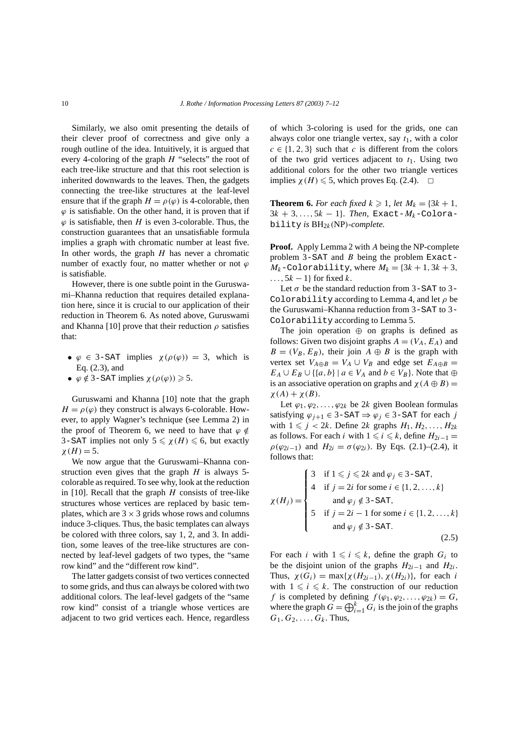Similarly, we also omit presenting the details of their clever proof of correctness and give only a rough outline of the idea. Intuitively, it is argued that every 4-coloring of the graph $H$ "selects" the root of each tree-like structure and that this root selection is inherited downwards to the leaves. Then, the gadgets connecting the tree-like structures at the leaf-level ensure that if the graph $H = \rho(\varphi)$ is 4-colorable, then $\varphi$ is satisfiable. On the other hand, it is proven that if $\varphi$ is satisfiable, then $H$ is even 3-colorable. Thus, the construction guarantees that an unsatisfiable formula implies a graph with chromatic number at least five. In other words, the graph $H$ has never a chromatic number of exactly four, no matter whether or not $\varphi$ is satisfiable.

However, there is one subtle point in the Guruswami–Khanna reduction that requires detailed explanation here, since it is crucial to our application of their reduction in Theorem 6. As noted above, Guruswami and Khanna [10] prove that their reduction $\rho$ satisfies that:

- $\varphi \in$ 3-SAT implies $\chi(\rho(\varphi)) = 3$, which is Eq. (2.3), and
- $\varphi \notin$ 3-SAT implies $\chi(\rho(\varphi)) \geqslant 5$.

Guruswami and Khanna [10] note that the graph $H = \rho(\varphi)$ they construct is always 6-colorable. However, to apply Wagner's technique (see Lemma 2) in the proof of Theorem 6, we need to have that $\varphi \notin$ 3-SAT implies not only $5 \leqslant \chi(H) \leqslant 6$, but exactly $\chi(H) = 5$.

We now argue that the Guruswami–Khanna construction even gives that the graph $H$ is always 5-colorable as required. To see why, look at the reduction in [10]. Recall that the graph $H$ consists of tree-like structures whose vertices are replaced by basic templates, which are $3 \times 3$ grids whose rows and columns induce 3-cliques. Thus, the basic templates can always be colored with three colors, say 1, 2, and 3. In addition, some leaves of the tree-like structures are connected by leaf-level gadgets of two types, the "same row kind" and the "different row kind".

The latter gadgets consist of two vertices connected to some grids, and thus can always be colored with two additional colors. The leaf-level gadgets of the "same row kind" consist of a triangle whose vertices are adjacent to two grid vertices each. Hence, regardless of which 3-coloring is used for the grids, one can always color one triangle vertex, say $t_1$, with a color $c \in \{1, 2, 3\}$ such that $c$ is different from the colors of the two grid vertices adjacent to $t_1$. Using two additional colors for the other two triangle vertices implies $\chi(H) \leqslant 5$, which proves Eq. (2.4). $\square$

**Theorem 6.** *For each fixed $k \geqslant 1$, let $M_k = \{3k+1, 3k+3, \ldots, 5k-1\}$. Then,* `Exact-`$M_k$`-Colorability` *is $\mathrm{BH}_{2k}(\mathrm{NP})$-complete.*

**Proof.** Apply Lemma 2 with $A$ being the NP-complete problem 3-SAT and $B$ being the problem `Exact-`$M_k$`-Colorability`, where $M_k = \{3k+1, 3k+3, \ldots, 5k-1\}$ for fixed $k$.

Let $\sigma$ be the standard reduction from 3-SAT to 3-`Colorability` according to Lemma 4, and let $\rho$ be the Guruswami–Khanna reduction from 3-SAT to 3-`Colorability` according to Lemma 5.

The join operation $\oplus$ on graphs is defined as follows: Given two disjoint graphs $A = (V_A, E_A)$ and $B = (V_B, E_B)$, their join $A \oplus B$ is the graph with vertex set $V_{A\oplus B} = V_A \cup V_B$ and edge set $E_{A\oplus B} = E_A \cup E_B \cup \{\{a, b\} \mid a \in V_A \text{ and } b \in V_B\}$. Note that $\oplus$ is an associative operation on graphs and $\chi(A \oplus B) = \chi(A) + \chi(B)$.

Let $\varphi_1, \varphi_2, \ldots, \varphi_{2k}$ be $2k$ given Boolean formulas satisfying $\varphi_{j+1} \in$ 3-SAT $\Rightarrow \varphi_j \in$ 3-SAT for each $j$ with $1 \leqslant j < 2k$. Define $2k$ graphs $H_1, H_2, \ldots, H_{2k}$ as follows. For each $i$ with $1 \leqslant i \leqslant k$, define $H_{2i-1} = \rho(\varphi_{2i-1})$ and $H_{2i} = \sigma(\varphi_{2i})$. By Eqs. (2.1)–(2.4), it follows that:

$$\chi(H_j) = \begin{cases} 3 & \text{if } 1 \leqslant j \leqslant 2k \text{ and } \varphi_j \in \text{3-SAT}, \\ 4 & \text{if } j = 2i \text{ for some } i \in \{1, 2, \ldots, k\} \\ & \quad \text{and } \varphi_j \notin \text{3-SAT}, \\ 5 & \text{if } j = 2i-1 \text{ for some } i \in \{1, 2, \ldots, k\} \\ & \quad \text{and } \varphi_j \notin \text{3-SAT}. \end{cases} \tag{2.5}$$

For each $i$ with $1 \leqslant i \leqslant k$, define the graph $G_i$ to be the disjoint union of the graphs $H_{2i-1}$ and $H_{2i}$. Thus, $\chi(G_i) = \max\{\chi(H_{2i-1}), \chi(H_{2i})\}$, for each $i$ with $1 \leqslant i \leqslant k$. The construction of our reduction $f$ is completed by defining $f(\varphi_1, \varphi_2, \ldots, \varphi_{2k}) = G$, where the graph $G = \bigoplus_{i=1}^{k} G_i$ is the join of the graphs $G_1, G_2, \ldots, G_k$. Thus,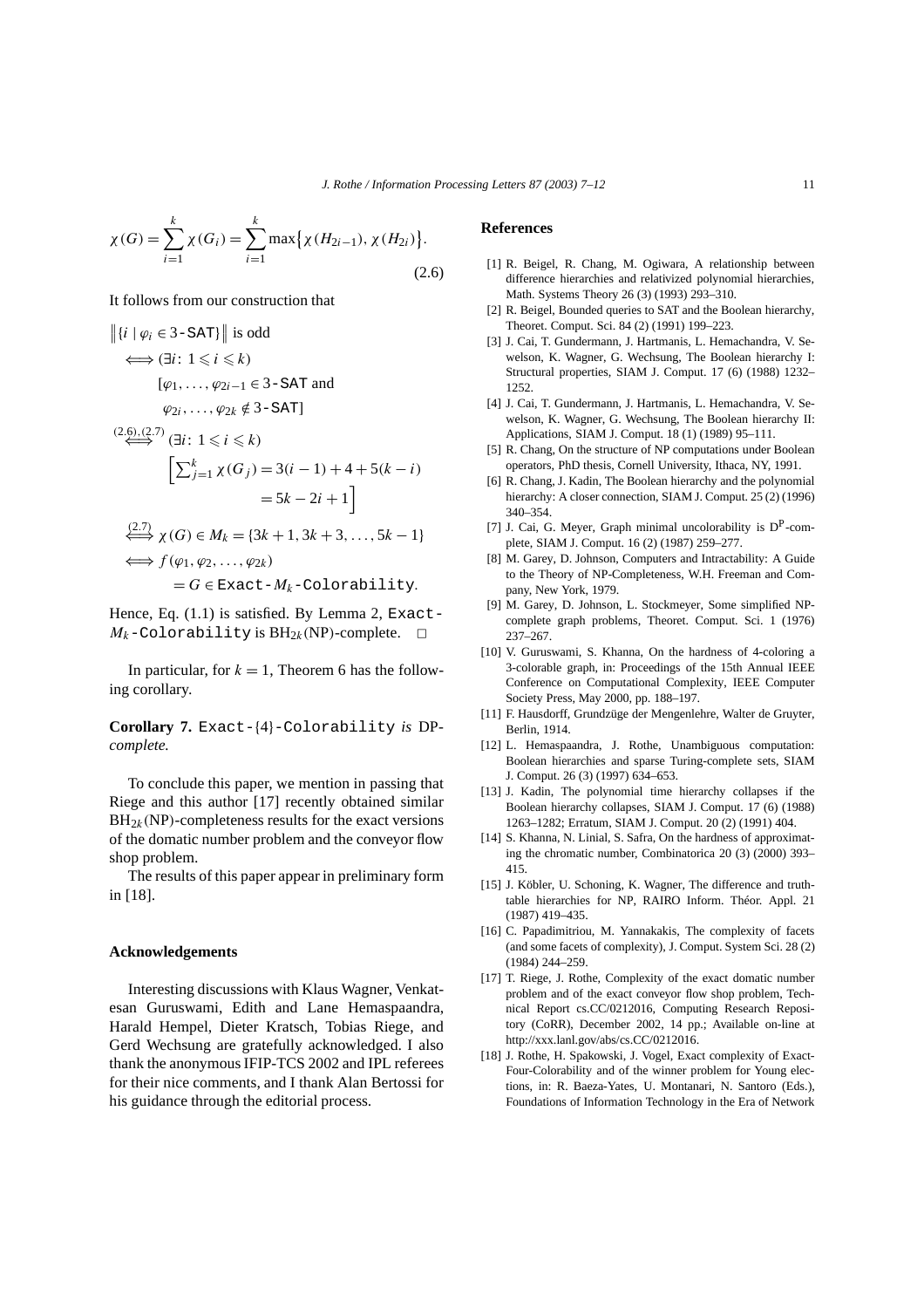$$\chi(G) = \sum_{i=1}^{k} \chi(G_i) = \sum_{i=1}^{k} \max\{\chi(H_{2i-1}), \chi(H_{2i})\}. \tag{2.6}$$

It follows from our construction that

$$\begin{aligned}
&\|\{i \mid \varphi_i \in 3\text{-SAT}\}\| \text{ is odd} \\
&\iff (\exists i\colon 1 \leqslant i \leqslant k) \\
&\qquad [\varphi_1, \ldots, \varphi_{2i-1} \in 3\text{-SAT and} \\
&\qquad \varphi_{2i}, \ldots, \varphi_{2k} \notin 3\text{-SAT}] \\
&\overset{(2.6),(2.7)}{\iff} (\exists i\colon 1 \leqslant i \leqslant k) \\
&\qquad \Big[\textstyle\sum_{j=1}^{k} \chi(G_j) = 3(i-1) + 4 + 5(k-i) \\
&\qquad\qquad = 5k - 2i + 1\Big] \\
&\overset{(2.7)}{\iff} \chi(G) \in M_k = \{3k+1, 3k+3, \ldots, 5k-1\} \\
&\iff f(\varphi_1, \varphi_2, \ldots, \varphi_{2k}) \\
&\qquad = G \in \text{Exact-}M_k\text{-Colorability}.
\end{aligned}$$

Hence, Eq. (1.1) is satisfied. By Lemma 2, Exact-$M_k$-Colorability is $\mathrm{BH}_{2k}(\mathrm{NP})$-complete. □

In particular, for $k = 1$, Theorem 6 has the following corollary.

**Corollary 7.** Exact-$\{4\}$-Colorability *is* DP-*complete.*

To conclude this paper, we mention in passing that Riege and this author [17] recently obtained similar $\mathrm{BH}_{2k}(\mathrm{NP})$-completeness results for the exact versions of the domatic number problem and the conveyor flow shop problem.

The results of this paper appear in preliminary form in [18].

## Acknowledgements

Interesting discussions with Klaus Wagner, Venkatesan Guruswami, Edith and Lane Hemaspaandra, Harald Hempel, Dieter Kratsch, Tobias Riege, and Gerd Wechsung are gratefully acknowledged. I also thank the anonymous IFIP-TCS 2002 and IPL referees for their nice comments, and I thank Alan Bertossi for his guidance through the editorial process.

## References

[1] R. Beigel, R. Chang, M. Ogiwara, A relationship between difference hierarchies and relativized polynomial hierarchies, Math. Systems Theory 26 (3) (1993) 293–310.

[2] R. Beigel, Bounded queries to SAT and the Boolean hierarchy, Theoret. Comput. Sci. 84 (2) (1991) 199–223.

[3] J. Cai, T. Gundermann, J. Hartmanis, L. Hemachandra, V. Sewelson, K. Wagner, G. Wechsung, The Boolean hierarchy I: Structural properties, SIAM J. Comput. 17 (6) (1988) 1232–1252.

[4] J. Cai, T. Gundermann, J. Hartmanis, L. Hemachandra, V. Sewelson, K. Wagner, G. Wechsung, The Boolean hierarchy II: Applications, SIAM J. Comput. 18 (1) (1989) 95–111.

[5] R. Chang, On the structure of NP computations under Boolean operators, PhD thesis, Cornell University, Ithaca, NY, 1991.

[6] R. Chang, J. Kadin, The Boolean hierarchy and the polynomial hierarchy: A closer connection, SIAM J. Comput. 25 (2) (1996) 340–354.

[7] J. Cai, G. Meyer, Graph minimal uncolorability is $\mathrm{D^P}$-complete, SIAM J. Comput. 16 (2) (1987) 259–277.

[8] M. Garey, D. Johnson, Computers and Intractability: A Guide to the Theory of NP-Completeness, W.H. Freeman and Company, New York, 1979.

[9] M. Garey, D. Johnson, L. Stockmeyer, Some simplified NP-complete graph problems, Theoret. Comput. Sci. 1 (1976) 237–267.

[10] V. Guruswami, S. Khanna, On the hardness of 4-coloring a 3-colorable graph, in: Proceedings of the 15th Annual IEEE Conference on Computational Complexity, IEEE Computer Society Press, May 2000, pp. 188–197.

[11] F. Hausdorff, Grundzüge der Mengenlehre, Walter de Gruyter, Berlin, 1914.

[12] L. Hemaspaandra, J. Rothe, Unambiguous computation: Boolean hierarchies and sparse Turing-complete sets, SIAM J. Comput. 26 (3) (1997) 634–653.

[13] J. Kadin, The polynomial time hierarchy collapses if the Boolean hierarchy collapses, SIAM J. Comput. 17 (6) (1988) 1263–1282; Erratum, SIAM J. Comput. 20 (2) (1991) 404.

[14] S. Khanna, N. Linial, S. Safra, On the hardness of approximating the chromatic number, Combinatorica 20 (3) (2000) 393–415.

[15] J. Köbler, U. Schoning, K. Wagner, The difference and truth-table hierarchies for NP, RAIRO Inform. Théor. Appl. 21 (1987) 419–435.

[16] C. Papadimitriou, M. Yannakakis, The complexity of facets (and some facets of complexity), J. Comput. System Sci. 28 (2) (1984) 244–259.

[17] T. Riege, J. Rothe, Complexity of the exact domatic number problem and of the exact conveyor flow shop problem, Technical Report cs.CC/0212016, Computing Research Repository (CoRR), December 2002, 14 pp.; Available on-line at http://xxx.lanl.gov/abs/cs.CC/0212016.

[18] J. Rothe, H. Spakowski, J. Vogel, Exact complexity of Exact-Four-Colorability and of the winner problem for Young elections, in: R. Baeza-Yates, U. Montanari, N. Santoro (Eds.), Foundations of Information Technology in the Era of Network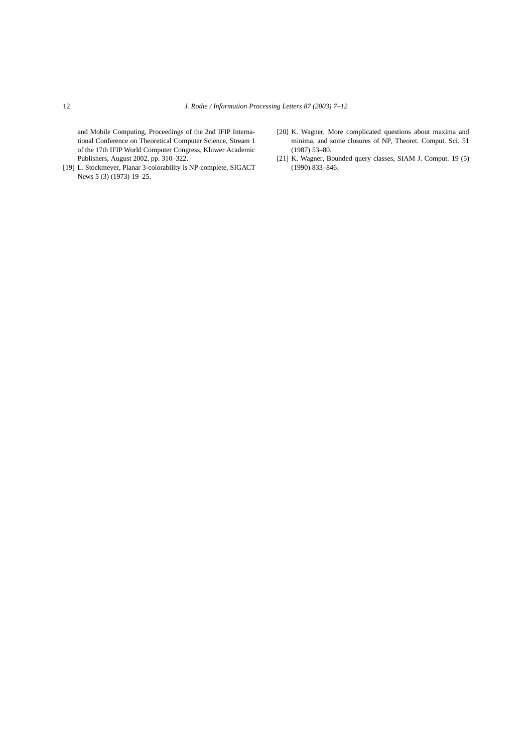and Mobile Computing, Proceedings of the 2nd IFIP International Conference on Theoretical Computer Science, Stream 1 of the 17th IFIP World Computer Congress, Kluwer Academic Publishers, August 2002, pp. 310–322.

[19] L. Stockmeyer, Planar 3-colorability is NP-complete, SIGACT News 5 (3) (1973) 19–25.

[20] K. Wagner, More complicated questions about maxima and minima, and some closures of NP, Theoret. Comput. Sci. 51 (1987) 53–80.

[21] K. Wagner, Bounded query classes, SIAM J. Comput. 19 (5) (1990) 833–846.